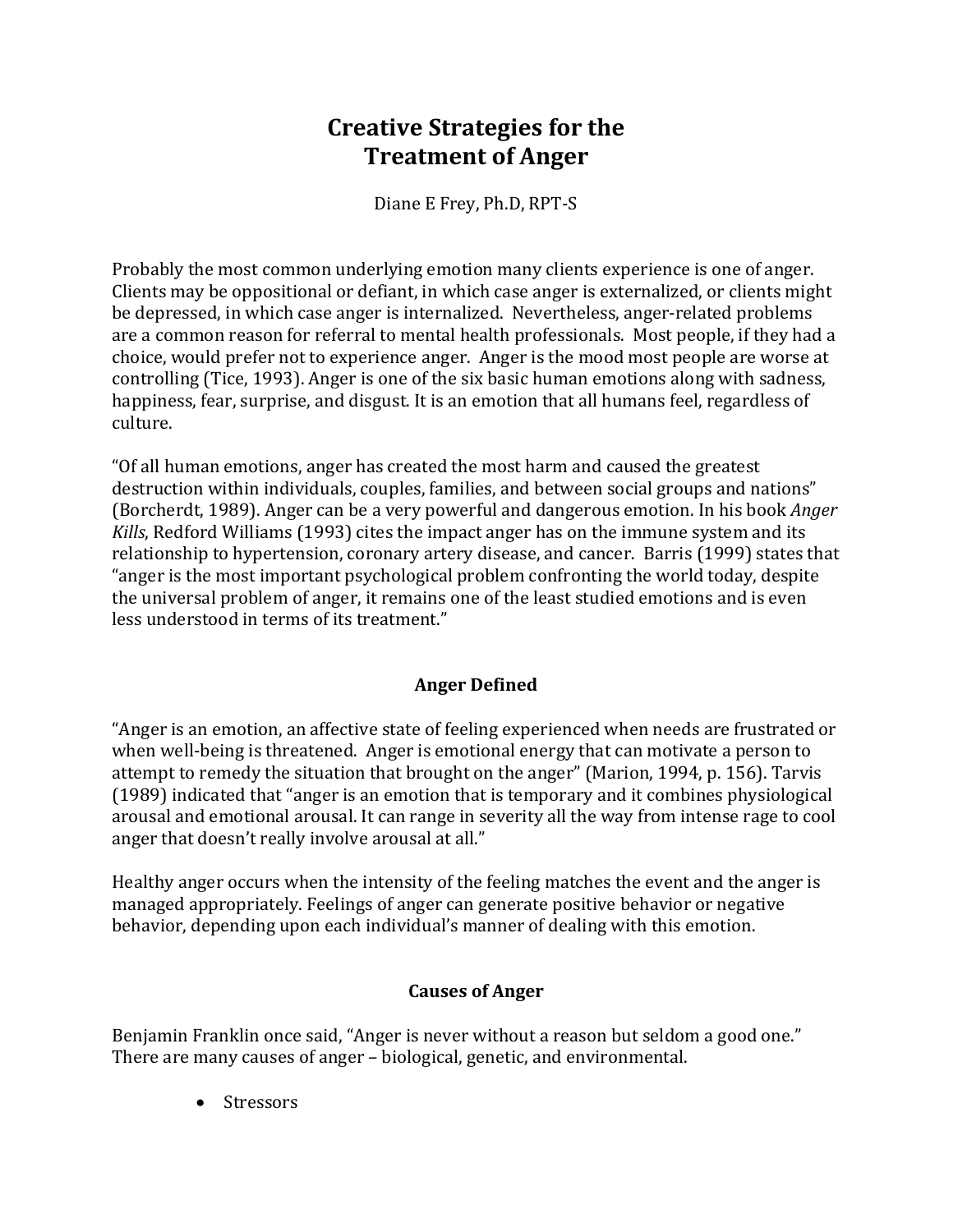# Creative Strategies for the Treatment of Anger

Diane E Frey, Ph.D, RPT-S

Probably the most common underlying emotion many clients experience is one of anger. Clients may be oppositional or defiant, in which case anger is externalized, or clients might be depressed, in which case anger is internalized. Nevertheless, anger-related problems are a common reason for referral to mental health professionals. Most people, if they had a choice, would prefer not to experience anger. Anger is the mood most people are worse at controlling (Tice, 1993). Anger is one of the six basic human emotions along with sadness, happiness, fear, surprise, and disgust. It is an emotion that all humans feel, regardless of culture.

"Of all human emotions, anger has created the most harm and caused the greatest destruction within individuals, couples, families, and between social groups and nations" (Borcherdt, 1989). Anger can be a very powerful and dangerous emotion. In his book *Anger Kills*, Redford Williams (1993) cites the impact anger has on the immune system and its relationship to hypertension, coronary artery disease, and cancer. Barris (1999) states that "anger is the most important psychological problem confronting the world today, despite the universal problem of anger, it remains one of the least studied emotions and is even less understood in terms of its treatment."

## Anger Defined

"Anger is an emotion, an affective state of feeling experienced when needs are frustrated or when well-being is threatened. Anger is emotional energy that can motivate a person to attempt to remedy the situation that brought on the anger" (Marion, 1994, p. 156). Tarvis (1989) indicated that "anger is an emotion that is temporary and it combines physiological arousal and emotional arousal. It can range in severity all the way from intense rage to cool anger that doesn't really involve arousal at all."

Healthy anger occurs when the intensity of the feeling matches the event and the anger is managed appropriately. Feelings of anger can generate positive behavior or negative behavior, depending upon each individual's manner of dealing with this emotion.

## Causes of Anger

Benjamin Franklin once said, "Anger is never without a reason but seldom a good one." There are many causes of anger – biological, genetic, and environmental.

- Stressors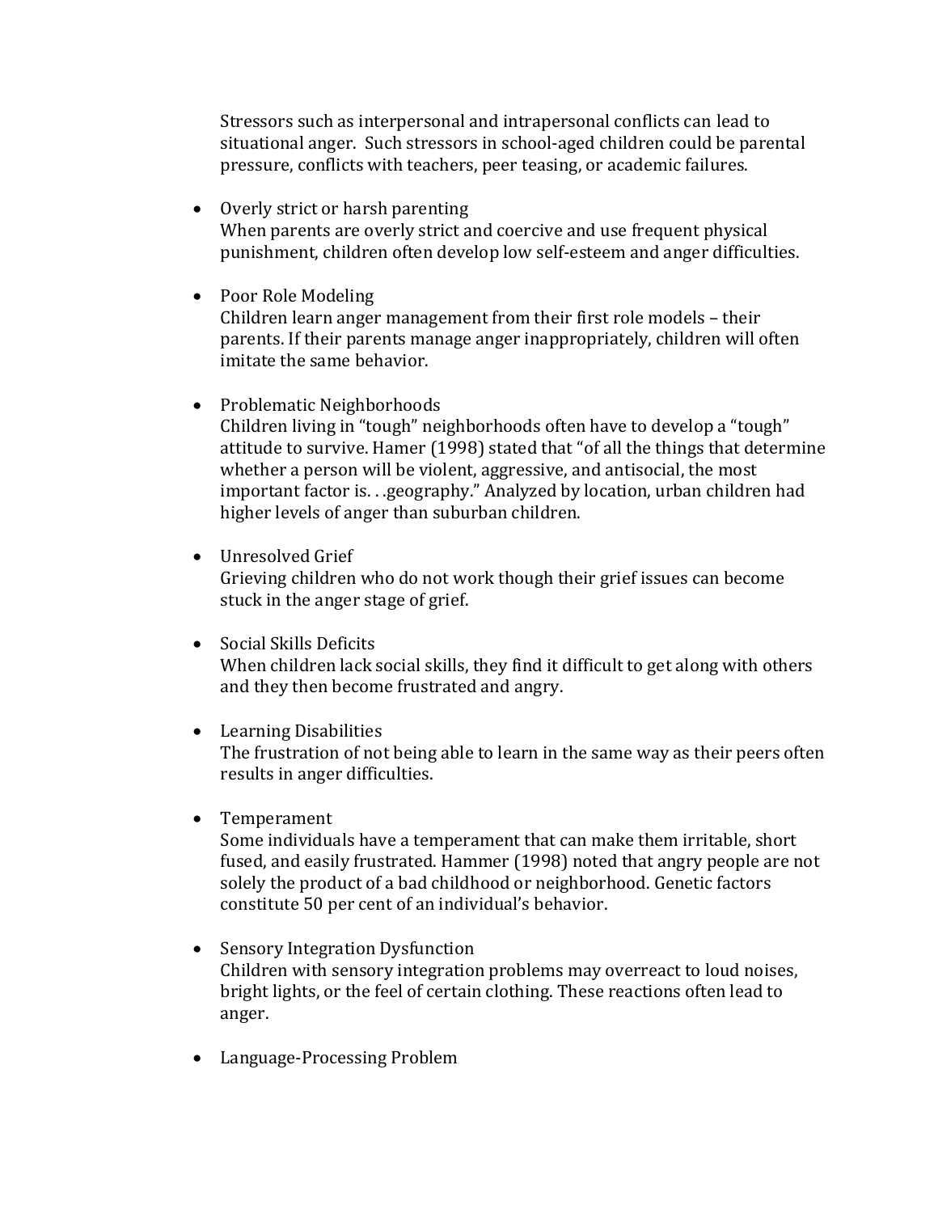Stressors such as interpersonal and intrapersonal conflicts can lead to situational anger. Such stressors in school-aged children could be parental pressure, conflicts with teachers, peer teasing, or academic failures.

- Overly strict or harsh parenting
  When parents are overly strict and coercive and use frequent physical punishment, children often develop low self-esteem and anger difficulties.

- Poor Role Modeling
  Children learn anger management from their first role models – their parents. If their parents manage anger inappropriately, children will often imitate the same behavior.

- Problematic Neighborhoods
  Children living in "tough" neighborhoods often have to develop a "tough" attitude to survive. Hamer (1998) stated that "of all the things that determine whether a person will be violent, aggressive, and antisocial, the most important factor is. . .geography." Analyzed by location, urban children had higher levels of anger than suburban children.

- Unresolved Grief
  Grieving children who do not work though their grief issues can become stuck in the anger stage of grief.

- Social Skills Deficits
  When children lack social skills, they find it difficult to get along with others and they then become frustrated and angry.

- Learning Disabilities
  The frustration of not being able to learn in the same way as their peers often results in anger difficulties.

- Temperament
  Some individuals have a temperament that can make them irritable, short fused, and easily frustrated. Hammer (1998) noted that angry people are not solely the product of a bad childhood or neighborhood. Genetic factors constitute 50 per cent of an individual's behavior.

- Sensory Integration Dysfunction
  Children with sensory integration problems may overreact to loud noises, bright lights, or the feel of certain clothing. These reactions often lead to anger.

- Language-Processing Problem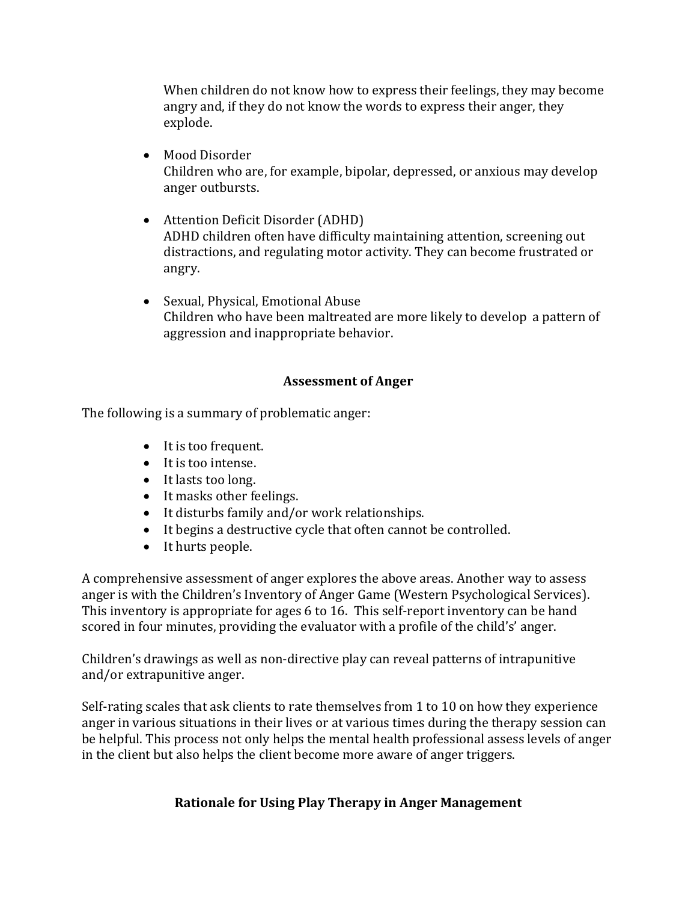When children do not know how to express their feelings, they may become angry and, if they do not know the words to express their anger, they explode.

- Mood Disorder
  Children who are, for example, bipolar, depressed, or anxious may develop anger outbursts.

- Attention Deficit Disorder (ADHD)
  ADHD children often have difficulty maintaining attention, screening out distractions, and regulating motor activity. They can become frustrated or angry.

- Sexual, Physical, Emotional Abuse
  Children who have been maltreated are more likely to develop a pattern of aggression and inappropriate behavior.

## Assessment of Anger

The following is a summary of problematic anger:

- It is too frequent.
- It is too intense.
- It lasts too long.
- It masks other feelings.
- It disturbs family and/or work relationships.
- It begins a destructive cycle that often cannot be controlled.
- It hurts people.

A comprehensive assessment of anger explores the above areas. Another way to assess anger is with the Children's Inventory of Anger Game (Western Psychological Services). This inventory is appropriate for ages 6 to 16. This self-report inventory can be hand scored in four minutes, providing the evaluator with a profile of the child's' anger.

Children's drawings as well as non-directive play can reveal patterns of intrapunitive and/or extrapunitive anger.

Self-rating scales that ask clients to rate themselves from 1 to 10 on how they experience anger in various situations in their lives or at various times during the therapy session can be helpful. This process not only helps the mental health professional assess levels of anger in the client but also helps the client become more aware of anger triggers.

## Rationale for Using Play Therapy in Anger Management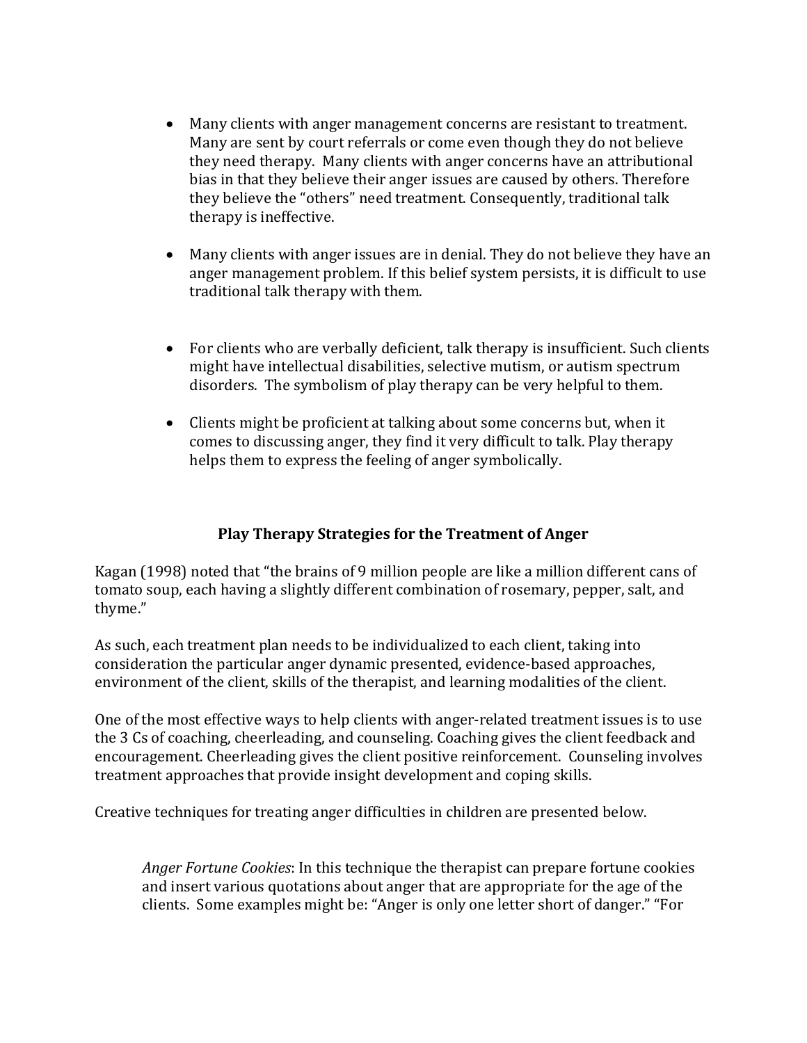- Many clients with anger management concerns are resistant to treatment. Many are sent by court referrals or come even though they do not believe they need therapy. Many clients with anger concerns have an attributional bias in that they believe their anger issues are caused by others. Therefore they believe the "others" need treatment. Consequently, traditional talk therapy is ineffective.

- Many clients with anger issues are in denial. They do not believe they have an anger management problem. If this belief system persists, it is difficult to use traditional talk therapy with them.

- For clients who are verbally deficient, talk therapy is insufficient. Such clients might have intellectual disabilities, selective mutism, or autism spectrum disorders. The symbolism of play therapy can be very helpful to them.

- Clients might be proficient at talking about some concerns but, when it comes to discussing anger, they find it very difficult to talk. Play therapy helps them to express the feeling of anger symbolically.

## Play Therapy Strategies for the Treatment of Anger

Kagan (1998) noted that "the brains of 9 million people are like a million different cans of tomato soup, each having a slightly different combination of rosemary, pepper, salt, and thyme."

As such, each treatment plan needs to be individualized to each client, taking into consideration the particular anger dynamic presented, evidence-based approaches, environment of the client, skills of the therapist, and learning modalities of the client.

One of the most effective ways to help clients with anger-related treatment issues is to use the 3 Cs of coaching, cheerleading, and counseling. Coaching gives the client feedback and encouragement. Cheerleading gives the client positive reinforcement. Counseling involves treatment approaches that provide insight development and coping skills.

Creative techniques for treating anger difficulties in children are presented below.

*Anger Fortune Cookies*: In this technique the therapist can prepare fortune cookies and insert various quotations about anger that are appropriate for the age of the clients. Some examples might be: "Anger is only one letter short of danger." "For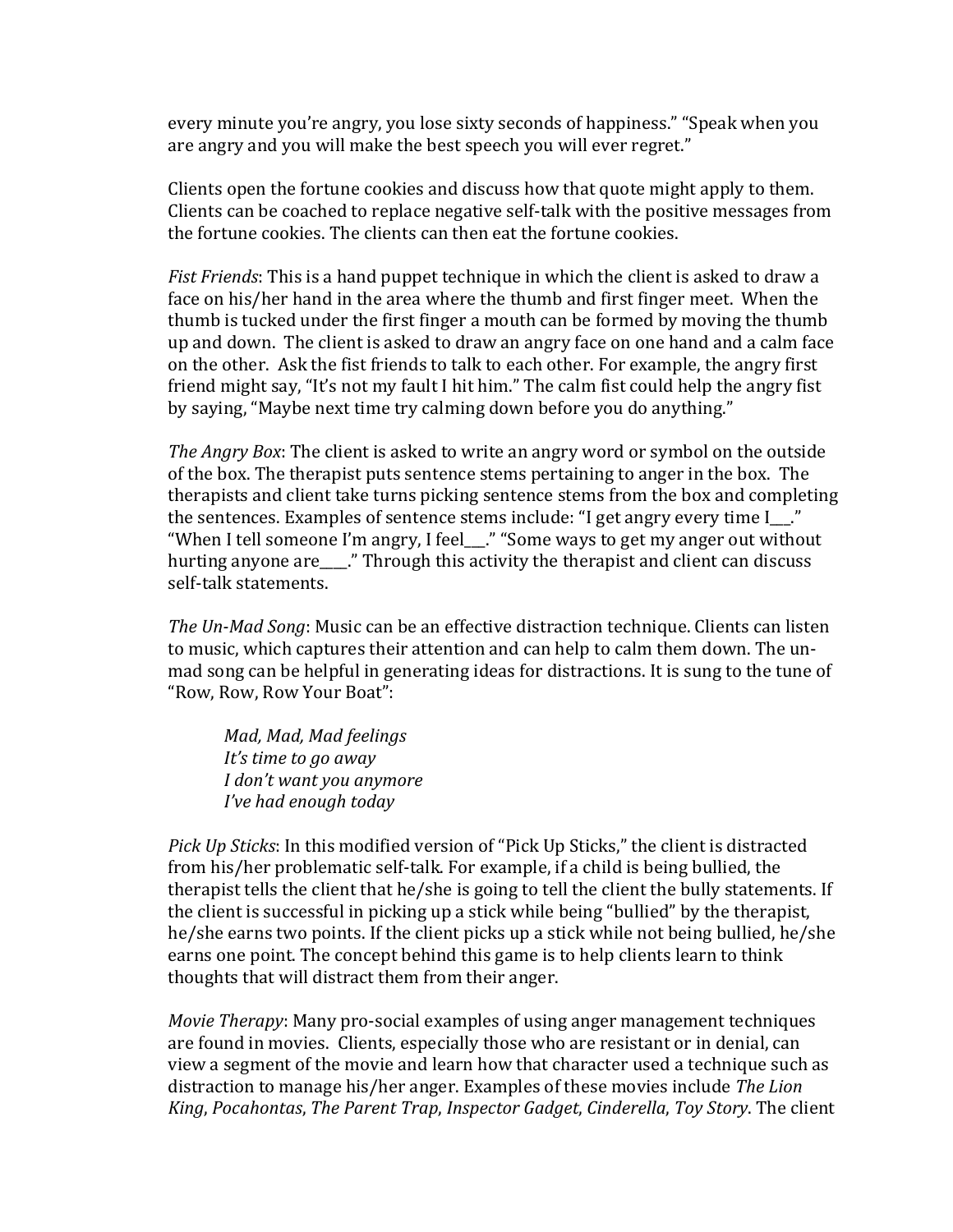every minute you're angry, you lose sixty seconds of happiness." "Speak when you are angry and you will make the best speech you will ever regret."

Clients open the fortune cookies and discuss how that quote might apply to them. Clients can be coached to replace negative self-talk with the positive messages from the fortune cookies. The clients can then eat the fortune cookies.

*Fist Friends*: This is a hand puppet technique in which the client is asked to draw a face on his/her hand in the area where the thumb and first finger meet. When the thumb is tucked under the first finger a mouth can be formed by moving the thumb up and down. The client is asked to draw an angry face on one hand and a calm face on the other. Ask the fist friends to talk to each other. For example, the angry first friend might say, "It's not my fault I hit him." The calm fist could help the angry fist by saying, "Maybe next time try calming down before you do anything."

*The Angry Box*: The client is asked to write an angry word or symbol on the outside of the box. The therapist puts sentence stems pertaining to anger in the box. The therapists and client take turns picking sentence stems from the box and completing the sentences. Examples of sentence stems include: "I get angry every time I___." "When I tell someone I'm angry, I feel___." "Some ways to get my anger out without hurting anyone are____." Through this activity the therapist and client can discuss self-talk statements.

*The Un-Mad Song*: Music can be an effective distraction technique. Clients can listen to music, which captures their attention and can help to calm them down. The un-mad song can be helpful in generating ideas for distractions. It is sung to the tune of "Row, Row, Row Your Boat":

> *Mad, Mad, Mad feelings*
> *It's time to go away*
> *I don't want you anymore*
> *I've had enough today*

*Pick Up Sticks*: In this modified version of "Pick Up Sticks," the client is distracted from his/her problematic self-talk. For example, if a child is being bullied, the therapist tells the client that he/she is going to tell the client the bully statements. If the client is successful in picking up a stick while being "bullied" by the therapist, he/she earns two points. If the client picks up a stick while not being bullied, he/she earns one point. The concept behind this game is to help clients learn to think thoughts that will distract them from their anger.

*Movie Therapy*: Many pro-social examples of using anger management techniques are found in movies. Clients, especially those who are resistant or in denial, can view a segment of the movie and learn how that character used a technique such as distraction to manage his/her anger. Examples of these movies include *The Lion King*, *Pocahontas*, *The Parent Trap*, *Inspector Gadget*, *Cinderella*, *Toy Story*. The client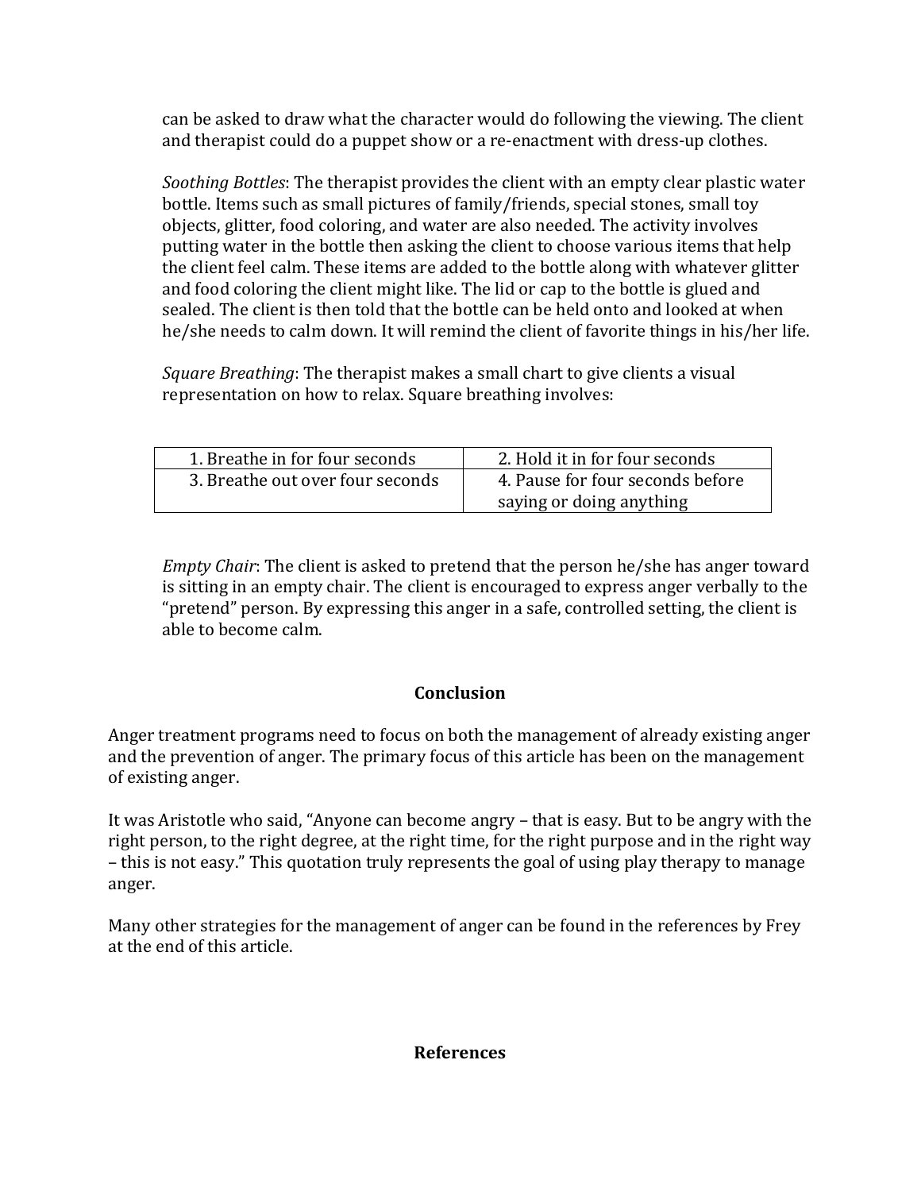can be asked to draw what the character would do following the viewing. The client and therapist could do a puppet show or a re-enactment with dress-up clothes.

*Soothing Bottles*: The therapist provides the client with an empty clear plastic water bottle. Items such as small pictures of family/friends, special stones, small toy objects, glitter, food coloring, and water are also needed. The activity involves putting water in the bottle then asking the client to choose various items that help the client feel calm. These items are added to the bottle along with whatever glitter and food coloring the client might like. The lid or cap to the bottle is glued and sealed. The client is then told that the bottle can be held onto and looked at when he/she needs to calm down. It will remind the client of favorite things in his/her life.

*Square Breathing*: The therapist makes a small chart to give clients a visual representation on how to relax. Square breathing involves:

| | |
|---|---|
| 1. Breathe in for four seconds | 2. Hold it in for four seconds |
| 3. Breathe out over four seconds | 4. Pause for four seconds before saying or doing anything |

*Empty Chair*: The client is asked to pretend that the person he/she has anger toward is sitting in an empty chair. The client is encouraged to express anger verbally to the "pretend" person. By expressing this anger in a safe, controlled setting, the client is able to become calm.

## Conclusion

Anger treatment programs need to focus on both the management of already existing anger and the prevention of anger. The primary focus of this article has been on the management of existing anger.

It was Aristotle who said, "Anyone can become angry – that is easy. But to be angry with the right person, to the right degree, at the right time, for the right purpose and in the right way – this is not easy." This quotation truly represents the goal of using play therapy to manage anger.

Many other strategies for the management of anger can be found in the references by Frey at the end of this article.

## References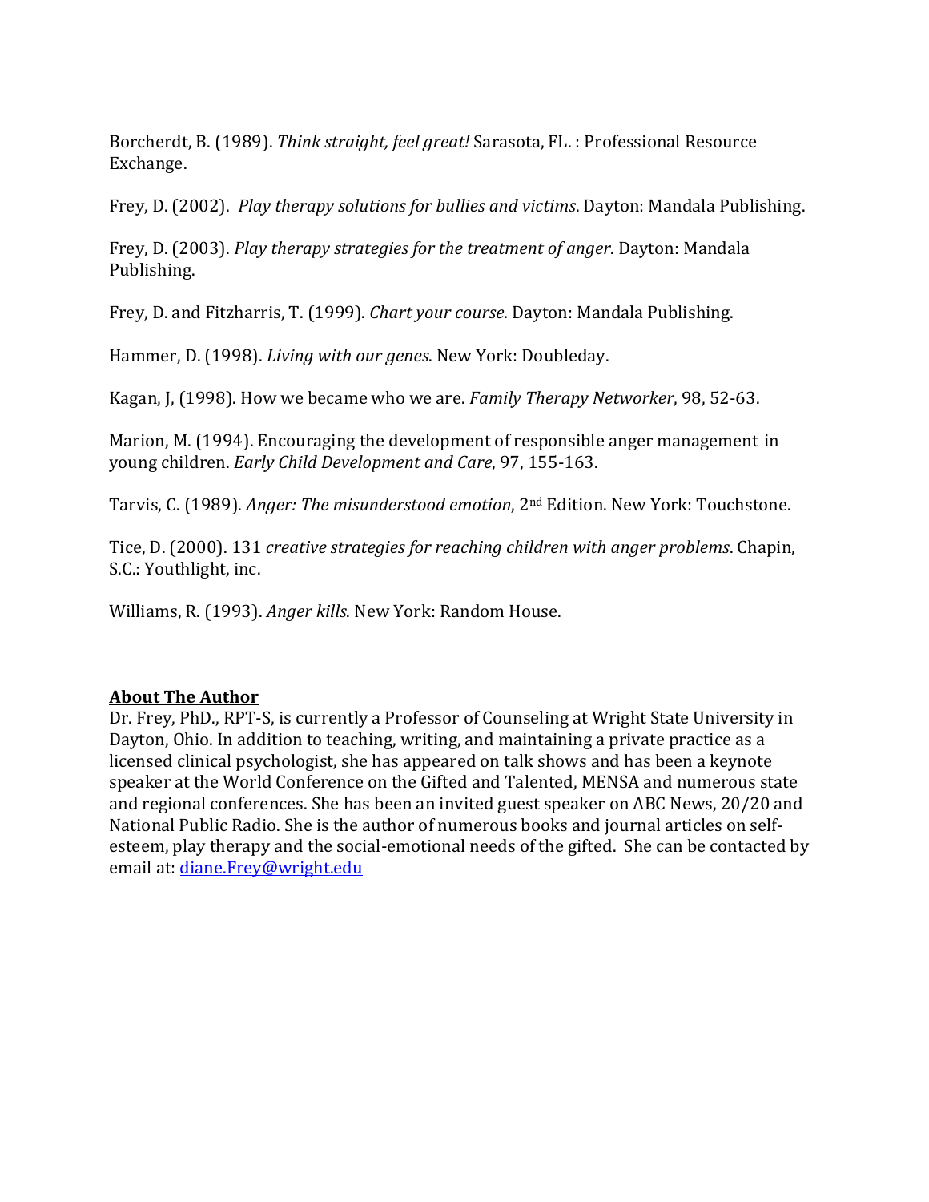Borcherdt, B. (1989). *Think straight, feel great!* Sarasota, FL. : Professional Resource Exchange.

Frey, D. (2002). *Play therapy solutions for bullies and victims*. Dayton: Mandala Publishing.

Frey, D. (2003). *Play therapy strategies for the treatment of anger*. Dayton: Mandala Publishing.

Frey, D. and Fitzharris, T. (1999). *Chart your course*. Dayton: Mandala Publishing.

Hammer, D. (1998). *Living with our genes*. New York: Doubleday.

Kagan, J, (1998). How we became who we are. *Family Therapy Networker*, 98, 52-63.

Marion, M. (1994). Encouraging the development of responsible anger management in young children. *Early Child Development and Care*, 97, 155-163.

Tarvis, C. (1989). *Anger: The misunderstood emotion*, 2nd Edition. New York: Touchstone.

Tice, D. (2000). 131 *creative strategies for reaching children with anger problems*. Chapin, S.C.: Youthlight, inc.

Williams, R. (1993). *Anger kills*. New York: Random House.

**About The Author**

Dr. Frey, PhD., RPT-S, is currently a Professor of Counseling at Wright State University in Dayton, Ohio. In addition to teaching, writing, and maintaining a private practice as a licensed clinical psychologist, she has appeared on talk shows and has been a keynote speaker at the World Conference on the Gifted and Talented, MENSA and numerous state and regional conferences. She has been an invited guest speaker on ABC News, 20/20 and National Public Radio. She is the author of numerous books and journal articles on self-esteem, play therapy and the social-emotional needs of the gifted. She can be contacted by email at: diane.Frey@wright.edu